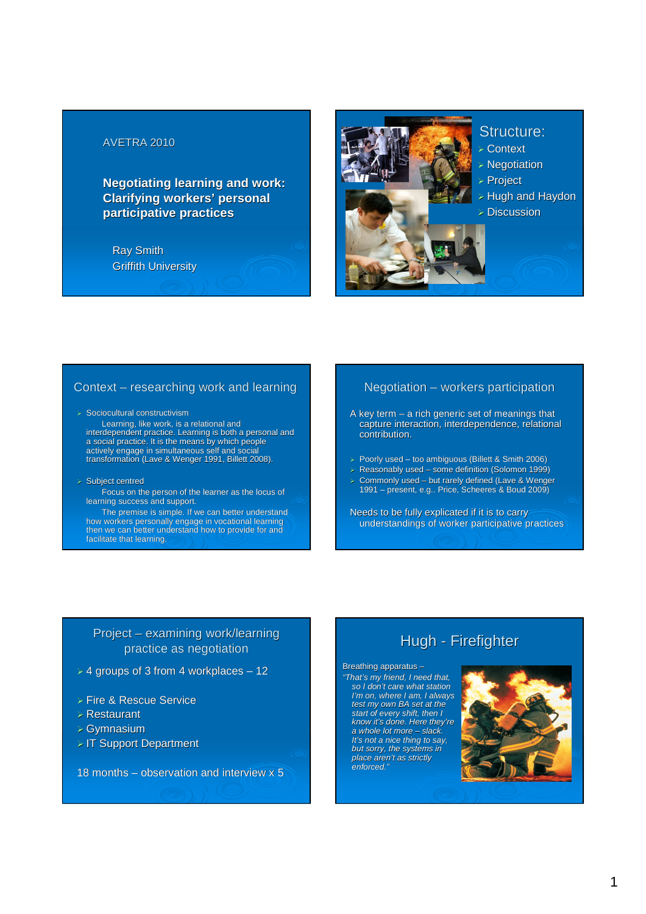AVETRA 2010

**Negotiating learning and work: Clarifying workers' personal participative practices**

Ray Smith
Griffith University

## Structure:

- Context
- Negotiation
- Project
- Hugh and Haydon
- Discussion

## Context – researching work and learning

- Sociocultural constructivism
  Learning, like work, is a relational and interdependent practice. Learning is both a personal and a social practice. It is the means by which people actively engage in simultaneous self and social transformation (Lave & Wenger 1991, Billett 2008).
- Subject centred
  Focus on the person of the learner as the locus of learning success and support.
  The premise is simple. If we can better understand how workers personally engage in vocational learning then we can better understand how to provide for and facilitate that learning.

## Negotiation – workers participation

A key term – a rich generic set of meanings that capture interaction, interdependence, relational contribution.

- Poorly used – too ambiguous (Billett & Smith 2006)
- Reasonably used – some definition (Solomon 1999)
- Commonly used – but rarely defined (Lave & Wenger 1991 – present, e.g.. Price, Scheeres & Boud 2009)

Needs to be fully explicated if it is to carry understandings of worker participative practices

## Project – examining work/learning practice as negotiation

- 4 groups of 3 from 4 workplaces – 12

- Fire & Rescue Service
- Restaurant
- Gymnasium
- IT Support Department

18 months – observation and interview x 5

## Hugh - Firefighter

Breathing apparatus –
*"That's my friend, I need that, so I don't care what station I'm on, where I am, I always test my own BA set at the start of every shift, then I know it's done. Here they're a whole lot more – slack. It's not a nice thing to say, but sorry, the systems in place aren't as strictly enforced."*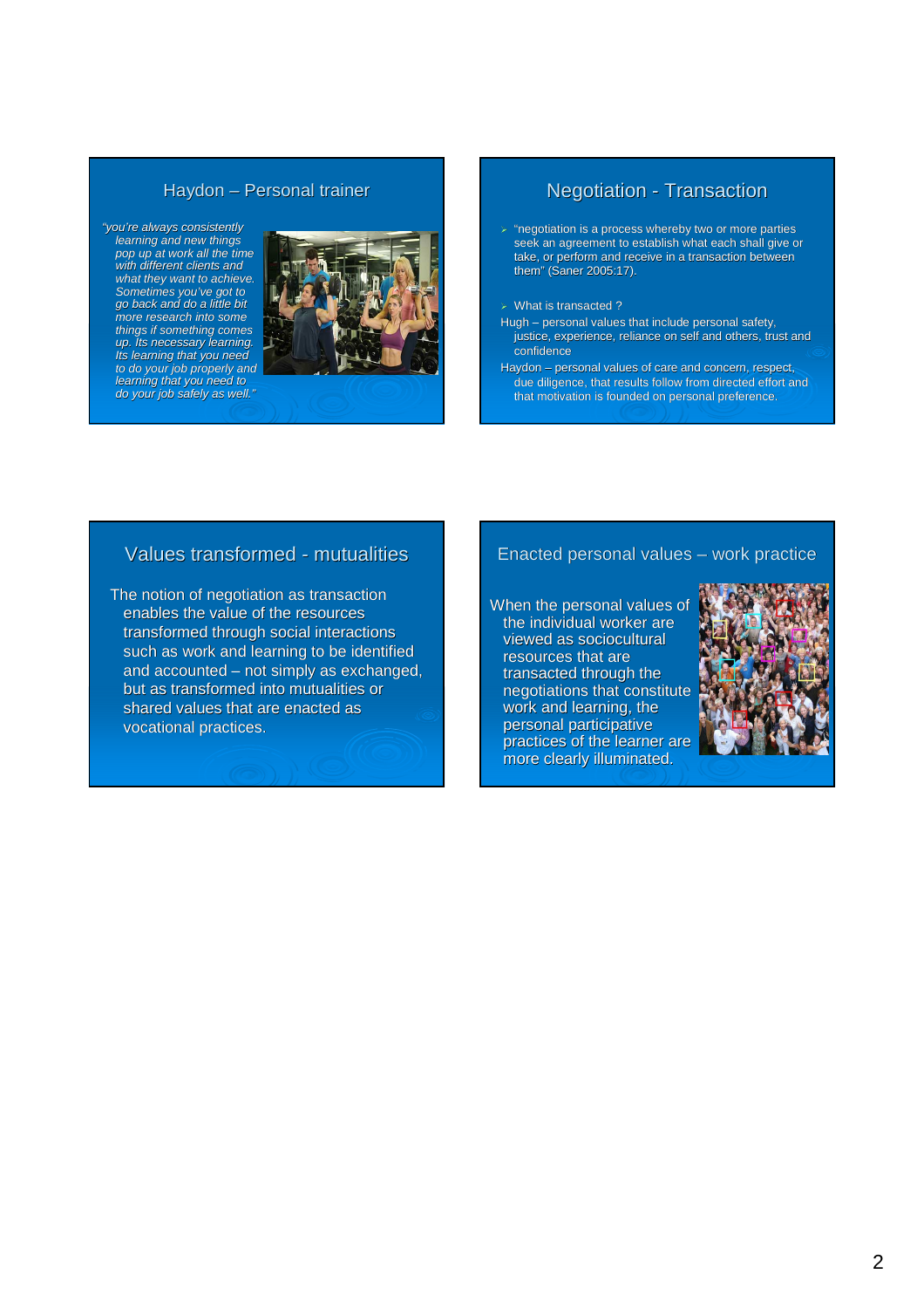## Haydon – Personal trainer

*"you're always consistently learning and new things pop up at work all the time with different clients and what they want to achieve. Sometimes you've got to go back and do a little bit more research into some things if something comes up. Its necessary learning. Its learning that you need to do your job properly and learning that you need to do your job safely as well."*

## Negotiation - Transaction

- "negotiation is a process whereby two or more parties seek an agreement to establish what each shall give or take, or perform and receive in a transaction between them" (Saner 2005:17).
- What is transacted ?

Hugh – personal values that include personal safety, justice, experience, reliance on self and others, trust and confidence

Haydon – personal values of care and concern, respect, due diligence, that results follow from directed effort and that motivation is founded on personal preference.

## Values transformed - mutualities

The notion of negotiation as transaction enables the value of the resources transformed through social interactions such as work and learning to be identified and accounted – not simply as exchanged, but as transformed into mutualities or shared values that are enacted as vocational practices.

## Enacted personal values – work practice

When the personal values of the individual worker are viewed as sociocultural resources that are transacted through the negotiations that constitute work and learning, the personal participative practices of the learner are more clearly illuminated.